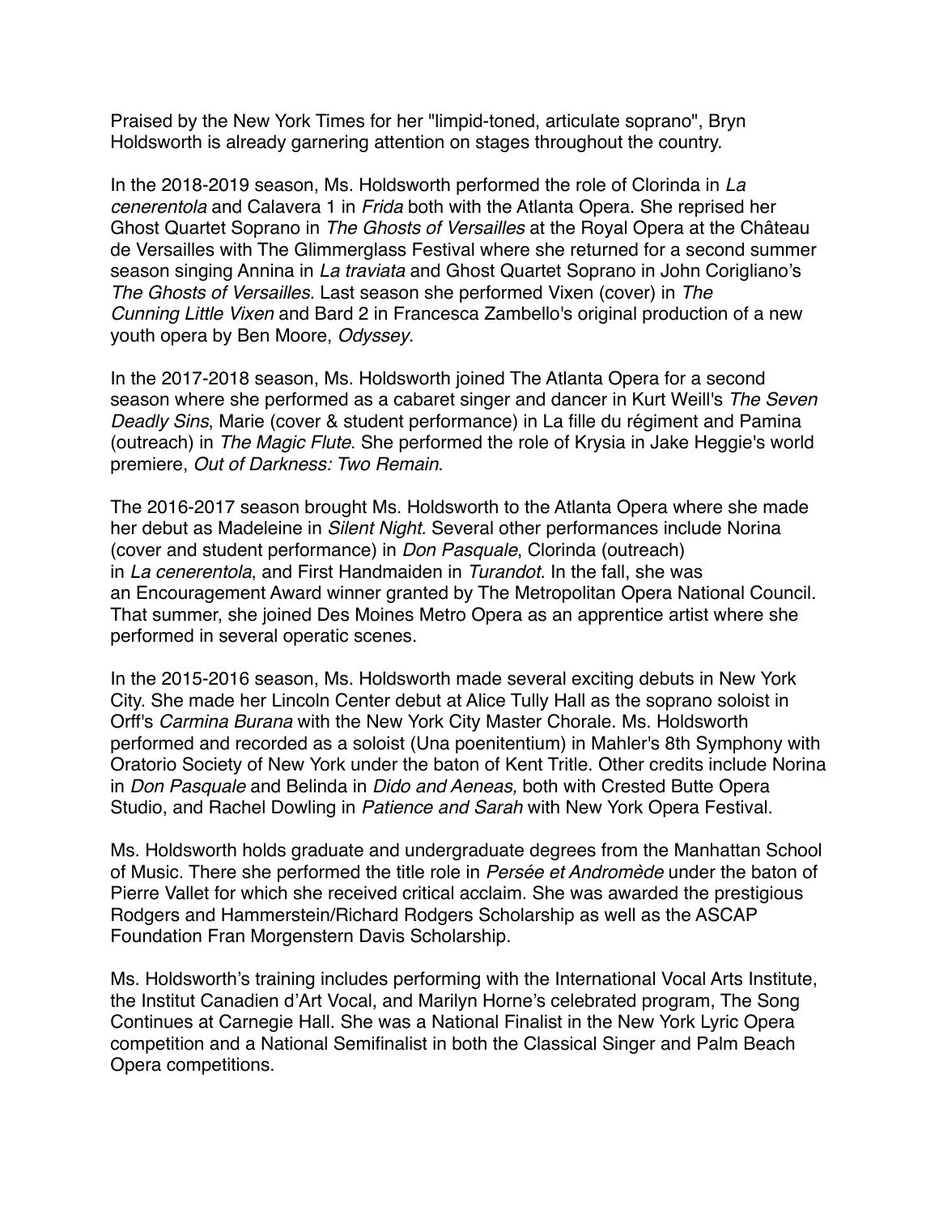Praised by the New York Times for her "limpid-toned, articulate soprano", Bryn Holdsworth is already garnering attention on stages throughout the country.

In the 2018-2019 season, Ms. Holdsworth performed the role of Clorinda in *La cenerentola* and Calavera 1 in *Frida* both with the Atlanta Opera. She reprised her Ghost Quartet Soprano in *The Ghosts of Versailles* at the Royal Opera at the Château de Versailles with The Glimmerglass Festival where she returned for a second summer season singing Annina in *La traviata* and Ghost Quartet Soprano in John Corigliano's *The Ghosts of Versailles.* Last season she performed Vixen (cover) in *The Cunning Little Vixen* and Bard 2 in Francesca Zambello's original production of a new youth opera by Ben Moore, *Odyssey*.

In the 2017-2018 season, Ms. Holdsworth joined The Atlanta Opera for a second season where she performed as a cabaret singer and dancer in Kurt Weill's *The Seven Deadly Sins*, Marie (cover & student performance) in La fille du régiment and Pamina (outreach) in *The Magic Flute*. She performed the role of Krysia in Jake Heggie's world premiere, *Out of Darkness: Two Remain*.

The 2016-2017 season brought Ms. Holdsworth to the Atlanta Opera where she made her debut as Madeleine in *Silent Night.* Several other performances include Norina (cover and student performance) in *Don Pasquale*, Clorinda (outreach) in *La cenerentola*, and First Handmaiden in *Turandot.* In the fall, she was an Encouragement Award winner granted by The Metropolitan Opera National Council. That summer, she joined Des Moines Metro Opera as an apprentice artist where she performed in several operatic scenes.

In the 2015-2016 season, Ms. Holdsworth made several exciting debuts in New York City. She made her Lincoln Center debut at Alice Tully Hall as the soprano soloist in Orff's *Carmina Burana* with the New York City Master Chorale. Ms. Holdsworth performed and recorded as a soloist (Una poenitentium) in Mahler's 8th Symphony with Oratorio Society of New York under the baton of Kent Tritle. Other credits include Norina in *Don Pasquale* and Belinda in *Dido and Aeneas,* both with Crested Butte Opera Studio, and Rachel Dowling in *Patience and Sarah* with New York Opera Festival.

Ms. Holdsworth holds graduate and undergraduate degrees from the Manhattan School of Music. There she performed the title role in *Persée et Andromède* under the baton of Pierre Vallet for which she received critical acclaim. She was awarded the prestigious Rodgers and Hammerstein/Richard Rodgers Scholarship as well as the ASCAP Foundation Fran Morgenstern Davis Scholarship.

Ms. Holdsworth's training includes performing with the International Vocal Arts Institute, the Institut Canadien d'Art Vocal, and Marilyn Horne's celebrated program, The Song Continues at Carnegie Hall. She was a National Finalist in the New York Lyric Opera competition and a National Semifinalist in both the Classical Singer and Palm Beach Opera competitions.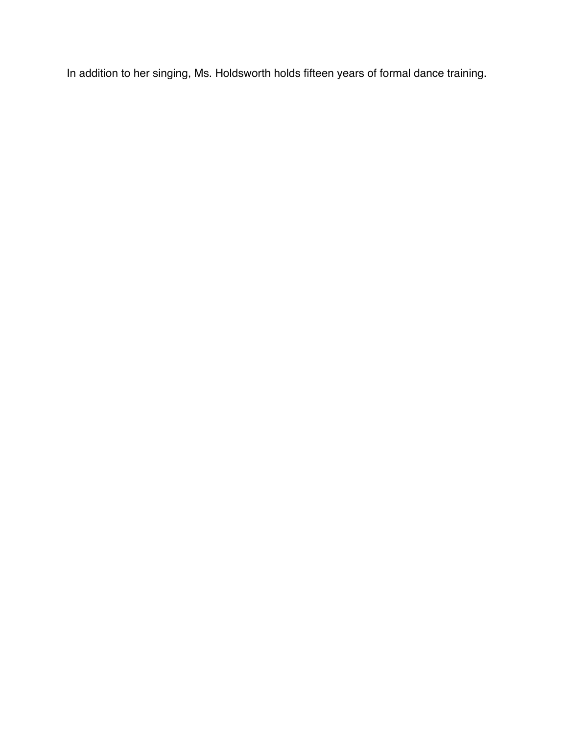In addition to her singing, Ms. Holdsworth holds fifteen years of formal dance training.